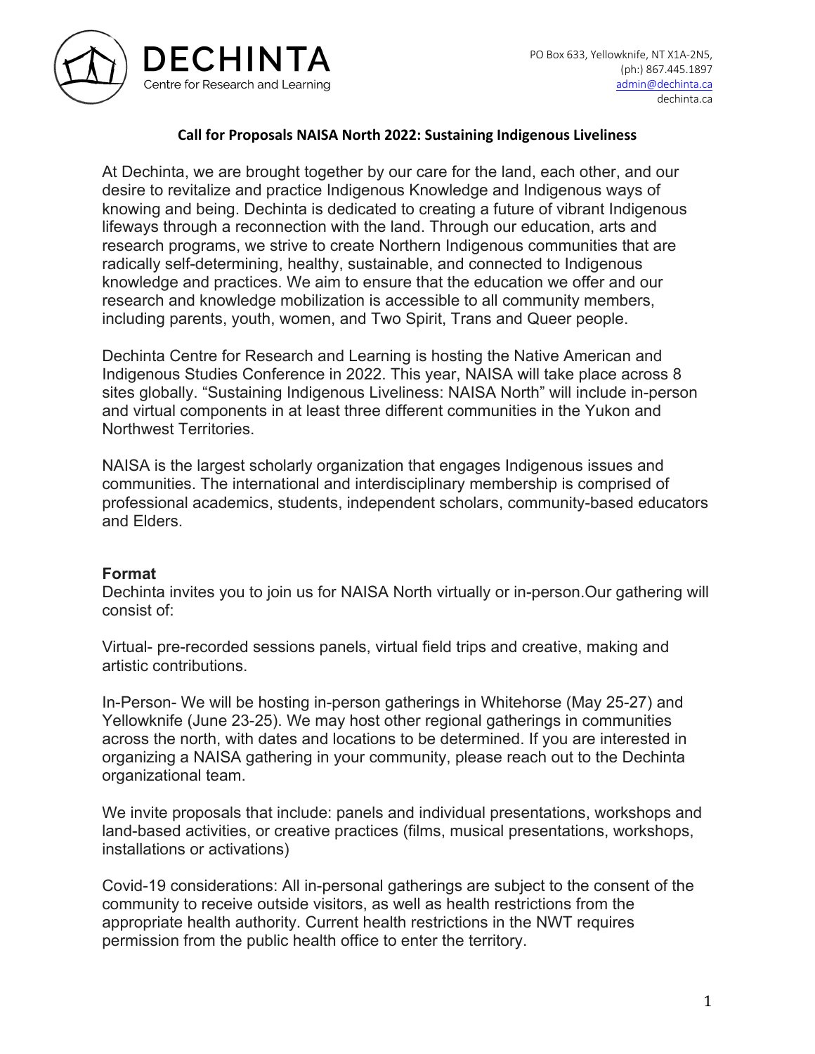DECHINTA
Centre for Research and Learning

PO Box 633, Yellowknife, NT X1A-2N5,
(ph:) 867.445.1897
admin@dechinta.ca
dechinta.ca

## Call for Proposals NAISA North 2022: Sustaining Indigenous Liveliness

At Dechinta, we are brought together by our care for the land, each other, and our desire to revitalize and practice Indigenous Knowledge and Indigenous ways of knowing and being. Dechinta is dedicated to creating a future of vibrant Indigenous lifeways through a reconnection with the land. Through our education, arts and research programs, we strive to create Northern Indigenous communities that are radically self-determining, healthy, sustainable, and connected to Indigenous knowledge and practices. We aim to ensure that the education we offer and our research and knowledge mobilization is accessible to all community members, including parents, youth, women, and Two Spirit, Trans and Queer people.

Dechinta Centre for Research and Learning is hosting the Native American and Indigenous Studies Conference in 2022. This year, NAISA will take place across 8 sites globally. "Sustaining Indigenous Liveliness: NAISA North" will include in-person and virtual components in at least three different communities in the Yukon and Northwest Territories.

NAISA is the largest scholarly organization that engages Indigenous issues and communities. The international and interdisciplinary membership is comprised of professional academics, students, independent scholars, community-based educators and Elders.

### Format

Dechinta invites you to join us for NAISA North virtually or in-person.Our gathering will consist of:

Virtual- pre-recorded sessions panels, virtual field trips and creative, making and artistic contributions.

In-Person- We will be hosting in-person gatherings in Whitehorse (May 25-27) and Yellowknife (June 23-25). We may host other regional gatherings in communities across the north, with dates and locations to be determined. If you are interested in organizing a NAISA gathering in your community, please reach out to the Dechinta organizational team.

We invite proposals that include: panels and individual presentations, workshops and land-based activities, or creative practices (films, musical presentations, workshops, installations or activations)

Covid-19 considerations: All in-personal gatherings are subject to the consent of the community to receive outside visitors, as well as health restrictions from the appropriate health authority. Current health restrictions in the NWT requires permission from the public health office to enter the territory.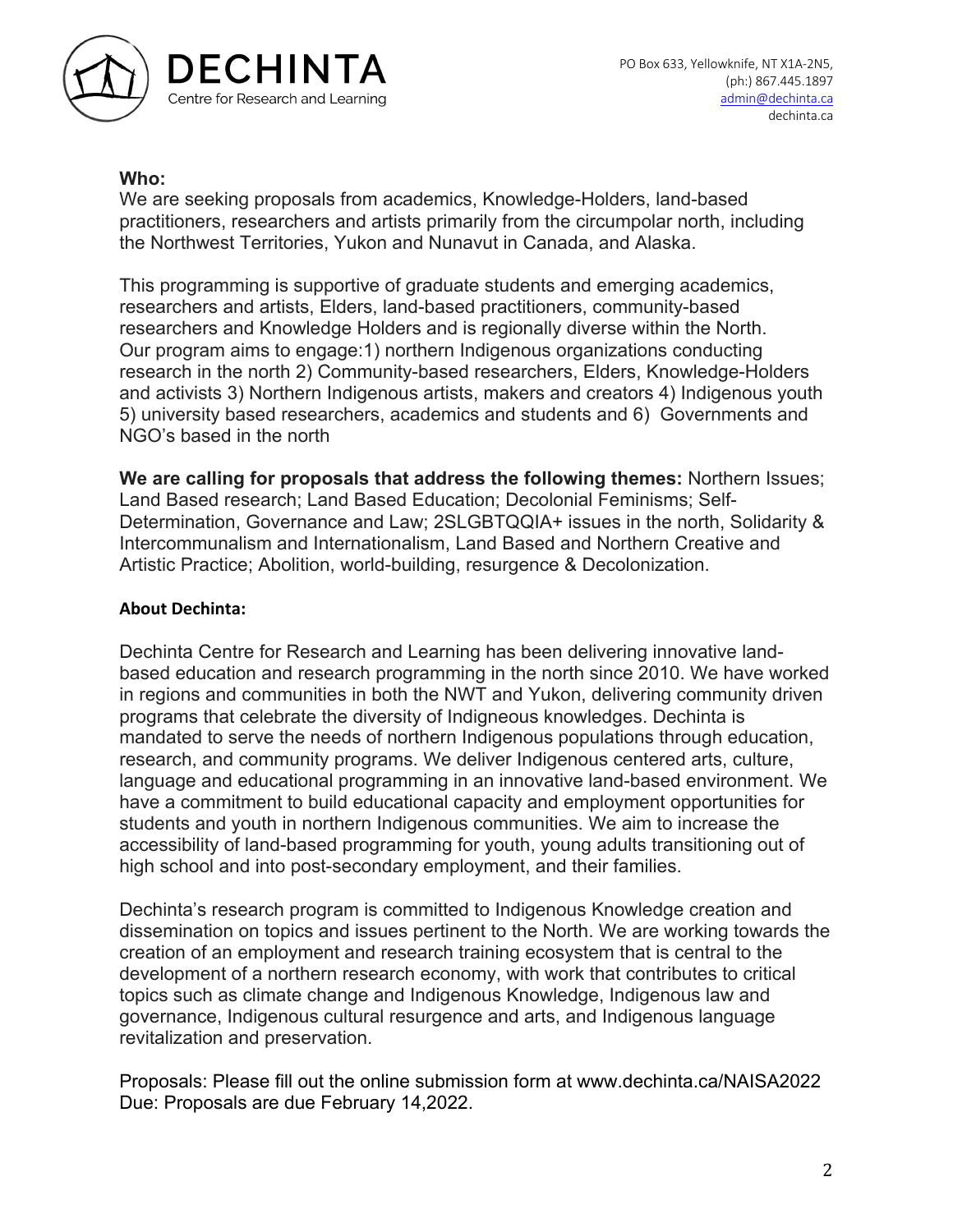**Who:**
We are seeking proposals from academics, Knowledge-Holders, land-based practitioners, researchers and artists primarily from the circumpolar north, including the Northwest Territories, Yukon and Nunavut in Canada, and Alaska.

This programming is supportive of graduate students and emerging academics, researchers and artists, Elders, land-based practitioners, community-based researchers and Knowledge Holders and is regionally diverse within the North. Our program aims to engage:1) northern Indigenous organizations conducting research in the north 2) Community-based researchers, Elders, Knowledge-Holders and activists 3) Northern Indigenous artists, makers and creators 4) Indigenous youth 5) university based researchers, academics and students and 6) Governments and NGO's based in the north

**We are calling for proposals that address the following themes:** Northern Issues; Land Based research; Land Based Education; Decolonial Feminisms; Self-Determination, Governance and Law; 2SLGBTQQIA+ issues in the north, Solidarity & Intercommunalism and Internationalism, Land Based and Northern Creative and Artistic Practice; Abolition, world-building, resurgence & Decolonization.

**About Dechinta:**

Dechinta Centre for Research and Learning has been delivering innovative land-based education and research programming in the north since 2010. We have worked in regions and communities in both the NWT and Yukon, delivering community driven programs that celebrate the diversity of Indigneous knowledges. Dechinta is mandated to serve the needs of northern Indigenous populations through education, research, and community programs. We deliver Indigenous centered arts, culture, language and educational programming in an innovative land-based environment. We have a commitment to build educational capacity and employment opportunities for students and youth in northern Indigenous communities. We aim to increase the accessibility of land-based programming for youth, young adults transitioning out of high school and into post-secondary employment, and their families.

Dechinta's research program is committed to Indigenous Knowledge creation and dissemination on topics and issues pertinent to the North. We are working towards the creation of an employment and research training ecosystem that is central to the development of a northern research economy, with work that contributes to critical topics such as climate change and Indigenous Knowledge, Indigenous law and governance, Indigenous cultural resurgence and arts, and Indigenous language revitalization and preservation.

Proposals: Please fill out the online submission form at www.dechinta.ca/NAISA2022
Due: Proposals are due February 14,2022.